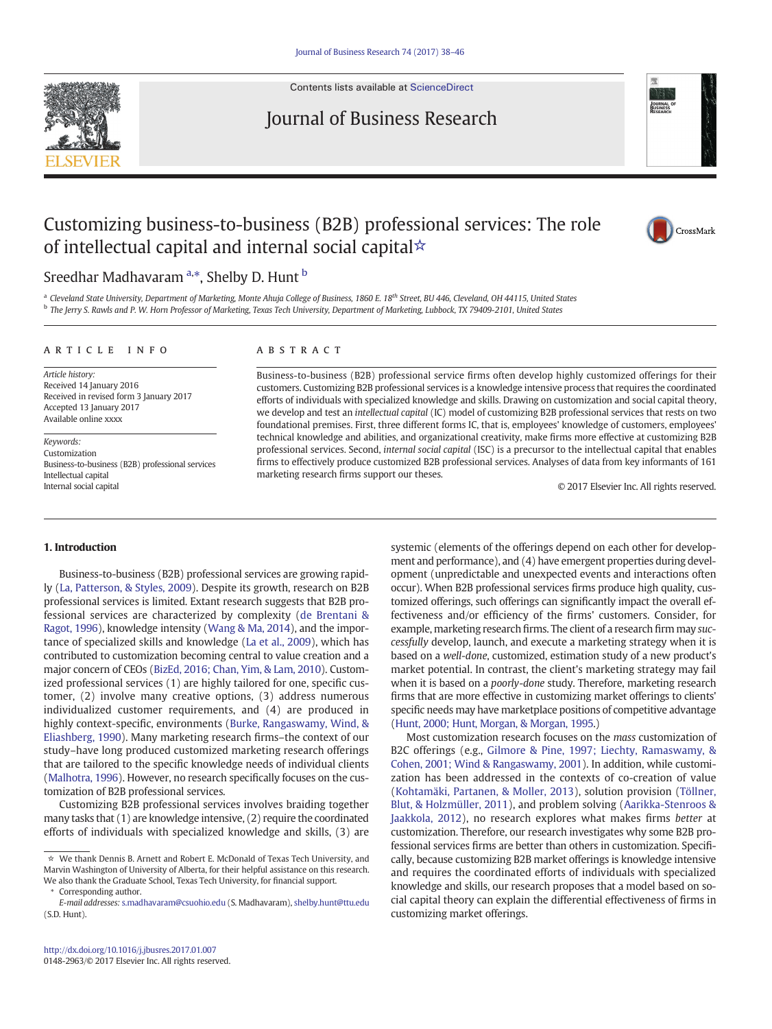# Customizing business-to-business (B2B) professional services: The role of intellectual capital and internal social capital☆

Sreedhar Madhavaram [a,*], Shelby D. Hunt [b]

[a] Cleveland State University, Department of Marketing, Monte Ahuja College of Business, 1860 E. 18th Street, BU 446, Cleveland, OH 44115, United States

[b] The Jerry S. Rawls and P. W. Horn Professor of Marketing, Texas Tech University, Department of Marketing, Lubbock, TX 79409-2101, United States

## ARTICLE INFO

*Article history:*
Received 14 January 2016
Received in revised form 3 January 2017
Accepted 13 January 2017
Available online xxxx

*Keywords:*
Customization
Business-to-business (B2B) professional services
Intellectual capital
Internal social capital

## ABSTRACT

Business-to-business (B2B) professional service firms often develop highly customized offerings for their customers. Customizing B2B professional services is a knowledge intensive process that requires the coordinated efforts of individuals with specialized knowledge and skills. Drawing on customization and social capital theory, we develop and test an *intellectual capital* (IC) model of customizing B2B professional services that rests on two foundational premises. First, three different forms IC, that is, employees' knowledge of customers, employees' technical knowledge and abilities, and organizational creativity, make firms more effective at customizing B2B professional services. Second, *internal social capital* (ISC) is a precursor to the intellectual capital that enables firms to effectively produce customized B2B professional services. Analyses of data from key informants of 161 marketing research firms support our theses.

© 2017 Elsevier Inc. All rights reserved.

## 1. Introduction

Business-to-business (B2B) professional services are growing rapidly (La, Patterson, & Styles, 2009). Despite its growth, research on B2B professional services is limited. Extant research suggests that B2B professional services are characterized by complexity (de Brentani & Ragot, 1996), knowledge intensity (Wang & Ma, 2014), and the importance of specialized skills and knowledge (La et al., 2009), which has contributed to customization becoming central to value creation and a major concern of CEOs (BizEd, 2016; Chan, Yim, & Lam, 2010). Customized professional services (1) are highly tailored for one, specific customer, (2) involve many creative options, (3) address numerous individualized customer requirements, and (4) are produced in highly context-specific, environments (Burke, Rangaswamy, Wind, & Eliashberg, 1990). Many marketing research firms–the context of our study–have long produced customized marketing research offerings that are tailored to the specific knowledge needs of individual clients (Malhotra, 1996). However, no research specifically focuses on the customization of B2B professional services.

Customizing B2B professional services involves braiding together many tasks that (1) are knowledge intensive, (2) require the coordinated efforts of individuals with specialized knowledge and skills, (3) are systemic (elements of the offerings depend on each other for development and performance), and (4) have emergent properties during development (unpredictable and unexpected events and interactions often occur). When B2B professional services firms produce high quality, customized offerings, such offerings can significantly impact the overall effectiveness and/or efficiency of the firms' customers. Consider, for example, marketing research firms. The client of a research firm may *successfully* develop, launch, and execute a marketing strategy when it is based on a *well-done*, customized, estimation study of a new product's market potential. In contrast, the client's marketing strategy may fail when it is based on a *poorly-done* study. Therefore, marketing research firms that are more effective in customizing market offerings to clients' specific needs may have marketplace positions of competitive advantage (Hunt, 2000; Hunt, Morgan, & Morgan, 1995.)

Most customization research focuses on the *mass* customization of B2C offerings (e.g., Gilmore & Pine, 1997; Liechty, Ramaswamy, & Cohen, 2001; Wind & Rangaswamy, 2001). In addition, while customization has been addressed in the contexts of co-creation of value (Kohtamäki, Partanen, & Moller, 2013), solution provision (Töllner, Blut, & Holzmüller, 2011), and problem solving (Aarikka-Stenroos & Jaakkola, 2012), no research explores what makes firms *better* at customization. Therefore, our research investigates why some B2B professional services firms are better than others in customization. Specifically, because customizing B2B market offerings is knowledge intensive and requires the coordinated efforts of individuals with specialized knowledge and skills, our research proposes that a model based on social capital theory can explain the differential effectiveness of firms in customizing market offerings.

☆ We thank Dennis B. Arnett and Robert E. McDonald of Texas Tech University, and Marvin Washington of University of Alberta, for their helpful assistance on this research. We also thank the Graduate School, Texas Tech University, for financial support.

\* Corresponding author.
*E-mail addresses:* s.madhavaram@csuohio.edu (S. Madhavaram), shelby.hunt@ttu.edu (S.D. Hunt).

http://dx.doi.org/10.1016/j.jbusres.2017.01.007
0148-2963/© 2017 Elsevier Inc. All rights reserved.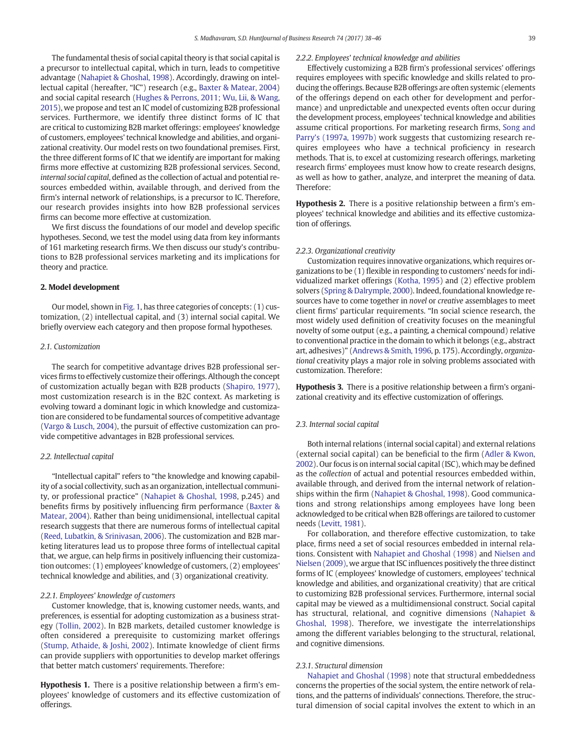The fundamental thesis of social capital theory is that social capital is a precursor to intellectual capital, which in turn, leads to competitive advantage (Nahapiet & Ghoshal, 1998). Accordingly, drawing on intellectual capital (hereafter, "IC") research (e.g., Baxter & Matear, 2004) and social capital research (Hughes & Perrons, 2011; Wu, Lii, & Wang, 2015), we propose and test an IC model of customizing B2B professional services. Furthermore, we identify three distinct forms of IC that are critical to customizing B2B market offerings: employees' knowledge of customers, employees' technical knowledge and abilities, and organizational creativity. Our model rests on two foundational premises. First, the three different forms of IC that we identify are important for making firms more effective at customizing B2B professional services. Second, *internal social capital*, defined as the collection of actual and potential resources embedded within, available through, and derived from the firm's internal network of relationships, is a precursor to IC. Therefore, our research provides insights into how B2B professional services firms can become more effective at customization.

We first discuss the foundations of our model and develop specific hypotheses. Second, we test the model using data from key informants of 161 marketing research firms. We then discuss our study's contributions to B2B professional services marketing and its implications for theory and practice.

## 2. Model development

Our model, shown in Fig. 1, has three categories of concepts: (1) customization, (2) intellectual capital, and (3) internal social capital. We briefly overview each category and then propose formal hypotheses.

### 2.1. Customization

The search for competitive advantage drives B2B professional services firms to effectively customize their offerings. Although the concept of customization actually began with B2B products (Shapiro, 1977), most customization research is in the B2C context. As marketing is evolving toward a dominant logic in which knowledge and customization are considered to be fundamental sources of competitive advantage (Vargo & Lusch, 2004), the pursuit of effective customization can provide competitive advantages in B2B professional services.

### 2.2. Intellectual capital

"Intellectual capital" refers to "the knowledge and knowing capability of a social collectivity, such as an organization, intellectual community, or professional practice" (Nahapiet & Ghoshal, 1998, p.245) and benefits firms by positively influencing firm performance (Baxter & Matear, 2004). Rather than being unidimensional, intellectual capital research suggests that there are numerous forms of intellectual capital (Reed, Lubatkin, & Srinivasan, 2006). The customization and B2B marketing literatures lead us to propose three forms of intellectual capital that, we argue, can help firms in positively influencing their customization outcomes: (1) employees' knowledge of customers, (2) employees' technical knowledge and abilities, and (3) organizational creativity.

#### 2.2.1. Employees' knowledge of customers

Customer knowledge, that is, knowing customer needs, wants, and preferences, is essential for adopting customization as a business strategy (Tollin, 2002). In B2B markets, detailed customer knowledge is often considered a prerequisite to customizing market offerings (Stump, Athaide, & Joshi, 2002). Intimate knowledge of client firms can provide suppliers with opportunities to develop market offerings that better match customers' requirements. Therefore:

**Hypothesis 1.** There is a positive relationship between a firm's employees' knowledge of customers and its effective customization of offerings.

#### 2.2.2. Employees' technical knowledge and abilities

Effectively customizing a B2B firm's professional services' offerings requires employees with specific knowledge and skills related to producing the offerings. Because B2B offerings are often systemic (elements of the offerings depend on each other for development and performance) and unpredictable and unexpected events often occur during the development process, employees' technical knowledge and abilities assume critical proportions. For marketing research firms, Song and Parry's (1997a, 1997b) work suggests that customizing research requires employees who have a technical proficiency in research methods. That is, to excel at customizing research offerings, marketing research firms' employees must know how to create research designs, as well as how to gather, analyze, and interpret the meaning of data. Therefore:

**Hypothesis 2.** There is a positive relationship between a firm's employees' technical knowledge and abilities and its effective customization of offerings.

#### 2.2.3. Organizational creativity

Customization requires innovative organizations, which requires organizations to be (1) flexible in responding to customers' needs for individualized market offerings (Kotha, 1995) and (2) effective problem solvers (Spring & Dalrymple, 2000). Indeed, foundational knowledge resources have to come together in *novel* or *creative* assemblages to meet client firms' particular requirements. "In social science research, the most widely used definition of creativity focuses on the meaningful novelty of some output (e.g., a painting, a chemical compound) relative to conventional practice in the domain to which it belongs (e.g., abstract art, adhesives)" (Andrews & Smith, 1996, p. 175). Accordingly, *organizational* creativity plays a major role in solving problems associated with customization. Therefore:

**Hypothesis 3.** There is a positive relationship between a firm's organizational creativity and its effective customization of offerings.

### 2.3. Internal social capital

Both internal relations (internal social capital) and external relations (external social capital) can be beneficial to the firm (Adler & Kwon, 2002). Our focus is on internal social capital (ISC), which may be defined as the *collection* of actual and potential resources embedded within, available through, and derived from the internal network of relationships within the firm (Nahapiet & Ghoshal, 1998). Good communications and strong relationships among employees have long been acknowledged to be critical when B2B offerings are tailored to customer needs (Levitt, 1981).

For collaboration, and therefore effective customization, to take place, firms need a set of social resources embedded in internal relations. Consistent with Nahapiet and Ghoshal (1998) and Nielsen and Nielsen (2009), we argue that ISC influences positively the three distinct forms of IC (employees' knowledge of customers, employees' technical knowledge and abilities, and organizational creativity) that are critical to customizing B2B professional services. Furthermore, internal social capital may be viewed as a multidimensional construct. Social capital has structural, relational, and cognitive dimensions (Nahapiet & Ghoshal, 1998). Therefore, we investigate the interrelationships among the different variables belonging to the structural, relational, and cognitive dimensions.

#### 2.3.1. Structural dimension

Nahapiet and Ghoshal (1998) note that structural embeddedness concerns the properties of the social system, the entire network of relations, and the patterns of individuals' connections. Therefore, the structural dimension of social capital involves the extent to which in an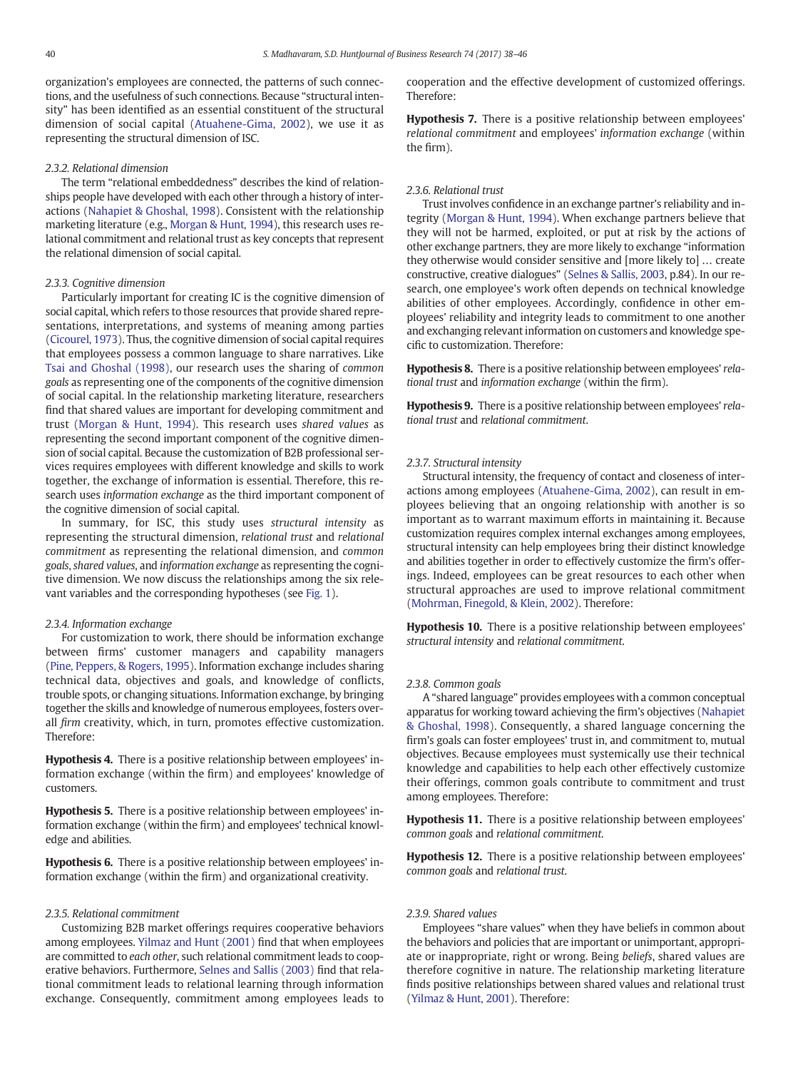organization's employees are connected, the patterns of such connections, and the usefulness of such connections. Because "structural intensity" has been identified as an essential constituent of the structural dimension of social capital (Atuahene-Gima, 2002), we use it as representing the structural dimension of ISC.

#### 2.3.2. Relational dimension

The term "relational embeddedness" describes the kind of relationships people have developed with each other through a history of interactions (Nahapiet & Ghoshal, 1998). Consistent with the relationship marketing literature (e.g., Morgan & Hunt, 1994), this research uses relational commitment and relational trust as key concepts that represent the relational dimension of social capital.

#### 2.3.3. Cognitive dimension

Particularly important for creating IC is the cognitive dimension of social capital, which refers to those resources that provide shared representations, interpretations, and systems of meaning among parties (Cicourel, 1973). Thus, the cognitive dimension of social capital requires that employees possess a common language to share narratives. Like Tsai and Ghoshal (1998), our research uses the sharing of *common goals* as representing one of the components of the cognitive dimension of social capital. In the relationship marketing literature, researchers find that shared values are important for developing commitment and trust (Morgan & Hunt, 1994). This research uses *shared values* as representing the second important component of the cognitive dimension of social capital. Because the customization of B2B professional services requires employees with different knowledge and skills to work together, the exchange of information is essential. Therefore, this research uses *information exchange* as the third important component of the cognitive dimension of social capital.

In summary, for ISC, this study uses *structural intensity* as representing the structural dimension, *relational trust* and *relational commitment* as representing the relational dimension, and *common goals*, *shared values*, and *information exchange* as representing the cognitive dimension. We now discuss the relationships among the six relevant variables and the corresponding hypotheses (see Fig. 1).

#### 2.3.4. Information exchange

For customization to work, there should be information exchange between firms' customer managers and capability managers (Pine, Peppers, & Rogers, 1995). Information exchange includes sharing technical data, objectives and goals, and knowledge of conflicts, trouble spots, or changing situations. Information exchange, by bringing together the skills and knowledge of numerous employees, fosters overall *firm* creativity, which, in turn, promotes effective customization. Therefore:

**Hypothesis 4.** There is a positive relationship between employees' information exchange (within the firm) and employees' knowledge of customers.

**Hypothesis 5.** There is a positive relationship between employees' information exchange (within the firm) and employees' technical knowledge and abilities.

**Hypothesis 6.** There is a positive relationship between employees' information exchange (within the firm) and organizational creativity.

#### 2.3.5. Relational commitment

Customizing B2B market offerings requires cooperative behaviors among employees. Yilmaz and Hunt (2001) find that when employees are committed to *each other*, such relational commitment leads to cooperative behaviors. Furthermore, Selnes and Sallis (2003) find that relational commitment leads to relational learning through information exchange. Consequently, commitment among employees leads to cooperation and the effective development of customized offerings. Therefore:

**Hypothesis 7.** There is a positive relationship between employees' *relational commitment* and employees' *information exchange* (within the firm).

#### 2.3.6. Relational trust

Trust involves confidence in an exchange partner's reliability and integrity (Morgan & Hunt, 1994). When exchange partners believe that they will not be harmed, exploited, or put at risk by the actions of other exchange partners, they are more likely to exchange "information they otherwise would consider sensitive and [more likely to] … create constructive, creative dialogues" (Selnes & Sallis, 2003, p.84). In our research, one employee's work often depends on technical knowledge abilities of other employees. Accordingly, confidence in other employees' reliability and integrity leads to commitment to one another and exchanging relevant information on customers and knowledge specific to customization. Therefore:

**Hypothesis 8.** There is a positive relationship between employees' *relational trust* and *information exchange* (within the firm).

**Hypothesis 9.** There is a positive relationship between employees' *relational trust* and *relational commitment*.

#### 2.3.7. Structural intensity

Structural intensity, the frequency of contact and closeness of interactions among employees (Atuahene-Gima, 2002), can result in employees believing that an ongoing relationship with another is so important as to warrant maximum efforts in maintaining it. Because customization requires complex internal exchanges among employees, structural intensity can help employees bring their distinct knowledge and abilities together in order to effectively customize the firm's offerings. Indeed, employees can be great resources to each other when structural approaches are used to improve relational commitment (Mohrman, Finegold, & Klein, 2002). Therefore:

**Hypothesis 10.** There is a positive relationship between employees' *structural intensity* and *relational commitment*.

#### 2.3.8. Common goals

A "shared language" provides employees with a common conceptual apparatus for working toward achieving the firm's objectives (Nahapiet & Ghoshal, 1998). Consequently, a shared language concerning the firm's goals can foster employees' trust in, and commitment to, mutual objectives. Because employees must systemically use their technical knowledge and capabilities to help each other effectively customize their offerings, common goals contribute to commitment and trust among employees. Therefore:

**Hypothesis 11.** There is a positive relationship between employees' *common goals* and *relational commitment*.

**Hypothesis 12.** There is a positive relationship between employees' *common goals* and *relational trust*.

#### 2.3.9. Shared values

Employees "share values" when they have beliefs in common about the behaviors and policies that are important or unimportant, appropriate or inappropriate, right or wrong. Being *beliefs*, shared values are therefore cognitive in nature. The relationship marketing literature finds positive relationships between shared values and relational trust (Yilmaz & Hunt, 2001). Therefore: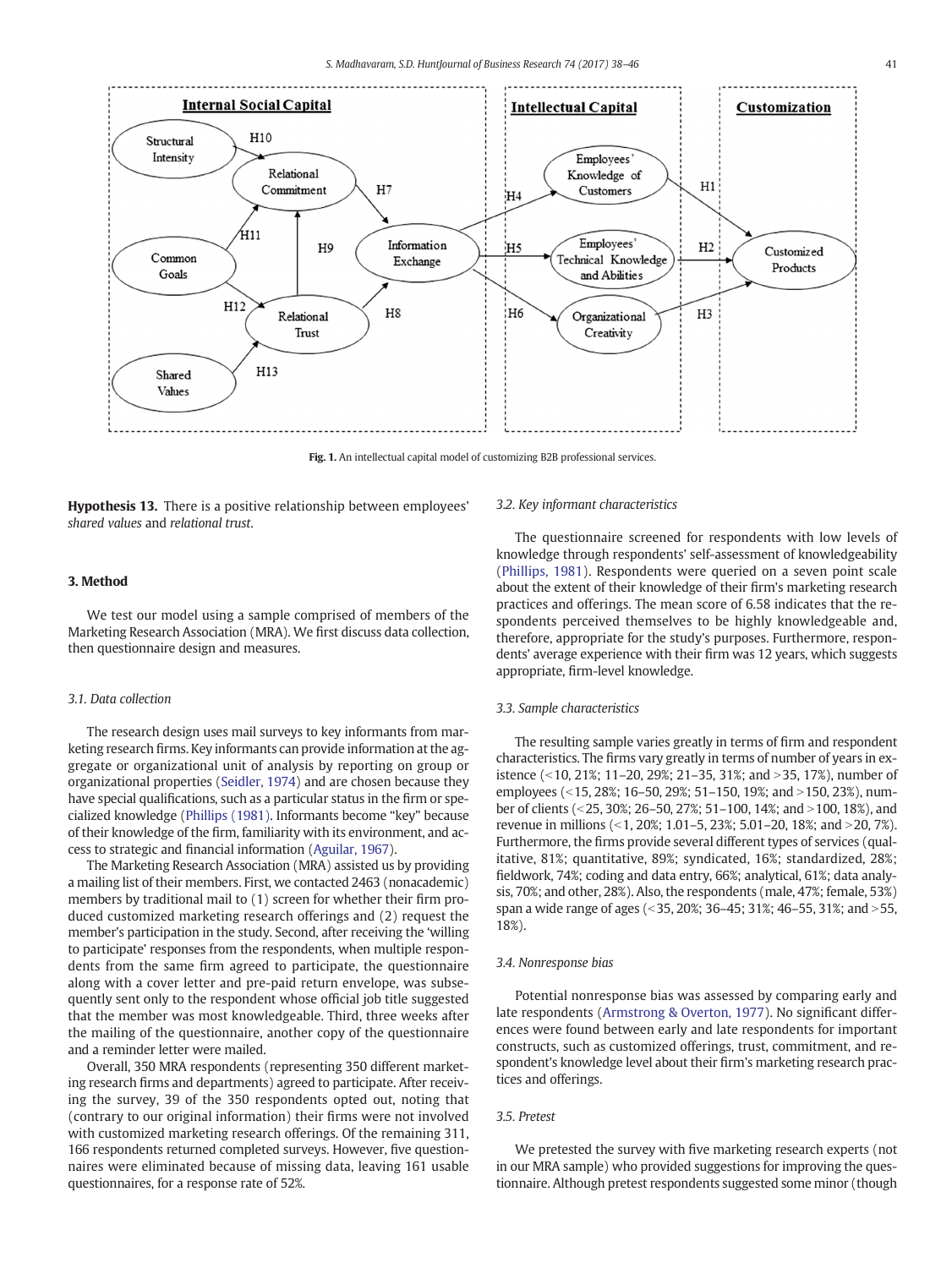Fig. 1. An intellectual capital model of customizing B2B professional services.

**Hypothesis 13.** There is a positive relationship between employees' *shared values* and *relational trust*.

## 3. Method

We test our model using a sample comprised of members of the Marketing Research Association (MRA). We first discuss data collection, then questionnaire design and measures.

### 3.1. Data collection

The research design uses mail surveys to key informants from marketing research firms. Key informants can provide information at the aggregate or organizational unit of analysis by reporting on group or organizational properties (Seidler, 1974) and are chosen because they have special qualifications, such as a particular status in the firm or specialized knowledge (Phillips (1981). Informants become "key" because of their knowledge of the firm, familiarity with its environment, and access to strategic and financial information (Aguilar, 1967).

The Marketing Research Association (MRA) assisted us by providing a mailing list of their members. First, we contacted 2463 (nonacademic) members by traditional mail to (1) screen for whether their firm produced customized marketing research offerings and (2) request the member's participation in the study. Second, after receiving the 'willing to participate' responses from the respondents, when multiple respondents from the same firm agreed to participate, the questionnaire along with a cover letter and pre-paid return envelope, was subsequently sent only to the respondent whose official job title suggested that the member was most knowledgeable. Third, three weeks after the mailing of the questionnaire, another copy of the questionnaire and a reminder letter were mailed.

Overall, 350 MRA respondents (representing 350 different marketing research firms and departments) agreed to participate. After receiving the survey, 39 of the 350 respondents opted out, noting that (contrary to our original information) their firms were not involved with customized marketing research offerings. Of the remaining 311, 166 respondents returned completed surveys. However, five questionnaires were eliminated because of missing data, leaving 161 usable questionnaires, for a response rate of 52%.

### 3.2. Key informant characteristics

The questionnaire screened for respondents with low levels of knowledge through respondents' self-assessment of knowledgeability (Phillips, 1981). Respondents were queried on a seven point scale about the extent of their knowledge of their firm's marketing research practices and offerings. The mean score of 6.58 indicates that the respondents perceived themselves to be highly knowledgeable and, therefore, appropriate for the study's purposes. Furthermore, respondents' average experience with their firm was 12 years, which suggests appropriate, firm-level knowledge.

### 3.3. Sample characteristics

The resulting sample varies greatly in terms of firm and respondent characteristics. The firms vary greatly in terms of number of years in existence (<10, 21%; 11–20, 29%; 21–35, 31%; and >35, 17%), number of employees (<15, 28%; 16–50, 29%; 51–150, 19%; and >150, 23%), number of clients (<25, 30%; 26–50, 27%; 51–100, 14%; and >100, 18%), and revenue in millions (<1, 20%; 1.01–5, 23%; 5.01–20, 18%; and >20, 7%). Furthermore, the firms provide several different types of services (qualitative, 81%; quantitative, 89%; syndicated, 16%; standardized, 28%; fieldwork, 74%; coding and data entry, 66%; analytical, 61%; data analysis, 70%; and other, 28%). Also, the respondents (male, 47%; female, 53%) span a wide range of ages (<35, 20%; 36–45; 31%; 46–55, 31%; and >55, 18%).

### 3.4. Nonresponse bias

Potential nonresponse bias was assessed by comparing early and late respondents (Armstrong & Overton, 1977). No significant differences were found between early and late respondents for important constructs, such as customized offerings, trust, commitment, and respondent's knowledge level about their firm's marketing research practices and offerings.

### 3.5. Pretest

We pretested the survey with five marketing research experts (not in our MRA sample) who provided suggestions for improving the questionnaire. Although pretest respondents suggested some minor (though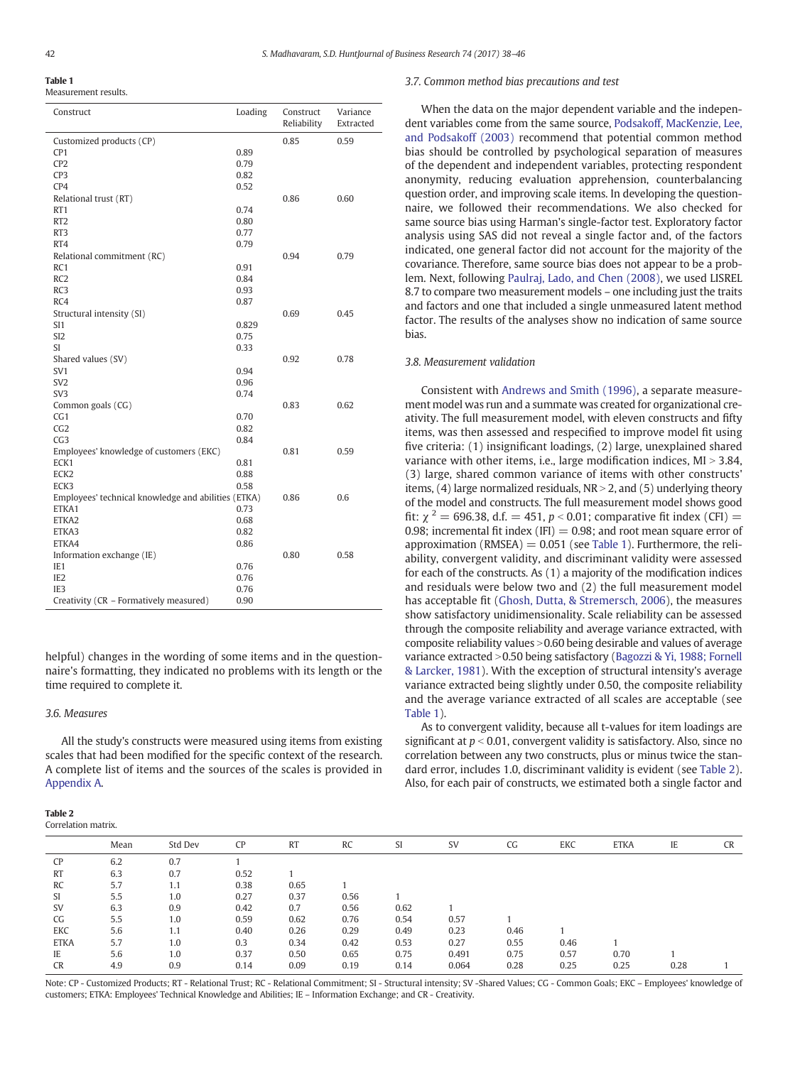**Table 1**
Measurement results.

| Construct | Loading | Construct Reliability | Variance Extracted |
|---|---|---|---|
| Customized products (CP) | | 0.85 | 0.59 |
| CP1 | 0.89 | | |
| CP2 | 0.79 | | |
| CP3 | 0.82 | | |
| CP4 | 0.52 | | |
| Relational trust (RT) | | 0.86 | 0.60 |
| RT1 | 0.74 | | |
| RT2 | 0.80 | | |
| RT3 | 0.77 | | |
| RT4 | 0.79 | | |
| Relational commitment (RC) | | 0.94 | 0.79 |
| RC1 | 0.91 | | |
| RC2 | 0.84 | | |
| RC3 | 0.93 | | |
| RC4 | 0.87 | | |
| Structural intensity (SI) | | 0.69 | 0.45 |
| SI1 | 0.829 | | |
| SI2 | 0.75 | | |
| SI | 0.33 | | |
| Shared values (SV) | | 0.92 | 0.78 |
| SV1 | 0.94 | | |
| SV2 | 0.96 | | |
| SV3 | 0.74 | | |
| Common goals (CG) | | 0.83 | 0.62 |
| CG1 | 0.70 | | |
| CG2 | 0.82 | | |
| CG3 | 0.84 | | |
| Employees' knowledge of customers (EKC) | | 0.81 | 0.59 |
| ECK1 | 0.81 | | |
| ECK2 | 0.88 | | |
| ECK3 | 0.58 | | |
| Employees' technical knowledge and abilities (ETKA) | | 0.86 | 0.6 |
| ETKA1 | 0.73 | | |
| ETKA2 | 0.68 | | |
| ETKA3 | 0.82 | | |
| ETKA4 | 0.86 | | |
| Information exchange (IE) | | 0.80 | 0.58 |
| IE1 | 0.76 | | |
| IE2 | 0.76 | | |
| IE3 | 0.76 | | |
| Creativity (CR – Formatively measured) | 0.90 | | |

helpful) changes in the wording of some items and in the questionnaire's formatting, they indicated no problems with its length or the time required to complete it.

### 3.6. Measures

All the study's constructs were measured using items from existing scales that had been modified for the specific context of the research. A complete list of items and the sources of the scales is provided in Appendix A.

### 3.7. Common method bias precautions and test

When the data on the major dependent variable and the independent variables come from the same source, Podsakoff, MacKenzie, Lee, and Podsakoff (2003) recommend that potential common method bias should be controlled by psychological separation of measures of the dependent and independent variables, protecting respondent anonymity, reducing evaluation apprehension, counterbalancing question order, and improving scale items. In developing the questionnaire, we followed their recommendations. We also checked for same source bias using Harman's single-factor test. Exploratory factor analysis using SAS did not reveal a single factor and, of the factors indicated, one general factor did not account for the majority of the covariance. Therefore, same source bias does not appear to be a problem. Next, following Paulraj, Lado, and Chen (2008), we used LISREL 8.7 to compare two measurement models – one including just the traits and factors and one that included a single unmeasured latent method factor. The results of the analyses show no indication of same source bias.

### 3.8. Measurement validation

Consistent with Andrews and Smith (1996), a separate measurement model was run and a summate was created for organizational creativity. The full measurement model, with eleven constructs and fifty items, was then assessed and respecified to improve model fit using five criteria: (1) insignificant loadings, (2) large, unexplained shared variance with other items, i.e., large modification indices, MI > 3.84, (3) large, shared common variance of items with other constructs' items, (4) large normalized residuals, NR > 2, and (5) underlying theory of the model and constructs. The full measurement model shows good fit: $\chi^2 = 696.38$, d.f. = 451, $p < 0.01$; comparative fit index (CFI) = 0.98; incremental fit index (IFI) = 0.98; and root mean square error of approximation (RMSEA) = 0.051 (see Table 1). Furthermore, the reliability, convergent validity, and discriminant validity were assessed for each of the constructs. As (1) a majority of the modification indices and residuals were below two and (2) the full measurement model has acceptable fit (Ghosh, Dutta, & Stremersch, 2006), the measures show satisfactory unidimensionality. Scale reliability can be assessed through the composite reliability and average variance extracted, with composite reliability values >0.60 being desirable and values of average variance extracted >0.50 being satisfactory (Bagozzi & Yi, 1988; Fornell & Larcker, 1981). With the exception of structural intensity's average variance extracted being slightly under 0.50, the composite reliability and the average variance extracted of all scales are acceptable (see Table 1).

As to convergent validity, because all t-values for item loadings are significant at $p < 0.01$, convergent validity is satisfactory. Also, since no correlation between any two constructs, plus or minus twice the standard error, includes 1.0, discriminant validity is evident (see Table 2). Also, for each pair of constructs, we estimated both a single factor and

**Table 2**
Correlation matrix.

| | Mean | Std Dev | CP | RT | RC | SI | SV | CG | EKC | ETKA | IE | CR |
|---|---|---|---|---|---|---|---|---|---|---|---|---|
| CP | 6.2 | 0.7 | 1 | | | | | | | | | |
| RT | 6.3 | 0.7 | 0.52 | 1 | | | | | | | | |
| RC | 5.7 | 1.1 | 0.38 | 0.65 | 1 | | | | | | | |
| SI | 5.5 | 1.0 | 0.27 | 0.37 | 0.56 | 1 | | | | | | |
| SV | 6.3 | 0.9 | 0.42 | 0.7 | 0.56 | 0.62 | 1 | | | | | |
| CG | 5.5 | 1.0 | 0.59 | 0.62 | 0.76 | 0.54 | 0.57 | 1 | | | | |
| EKC | 5.6 | 1.1 | 0.40 | 0.26 | 0.29 | 0.49 | 0.23 | 0.46 | 1 | | | |
| ETKA | 5.7 | 1.0 | 0.3 | 0.34 | 0.42 | 0.53 | 0.27 | 0.55 | 0.46 | 1 | | |
| IE | 5.6 | 1.0 | 0.37 | 0.50 | 0.65 | 0.75 | 0.491 | 0.75 | 0.57 | 0.70 | 1 | |
| CR | 4.9 | 0.9 | 0.14 | 0.09 | 0.19 | 0.14 | 0.064 | 0.28 | 0.25 | 0.25 | 0.28 | 1 |

Note: CP - Customized Products; RT - Relational Trust; RC - Relational Commitment; SI - Structural intensity; SV -Shared Values; CG - Common Goals; EKC – Employees' knowledge of customers; ETKA: Employees' Technical Knowledge and Abilities; IE – Information Exchange; and CR - Creativity.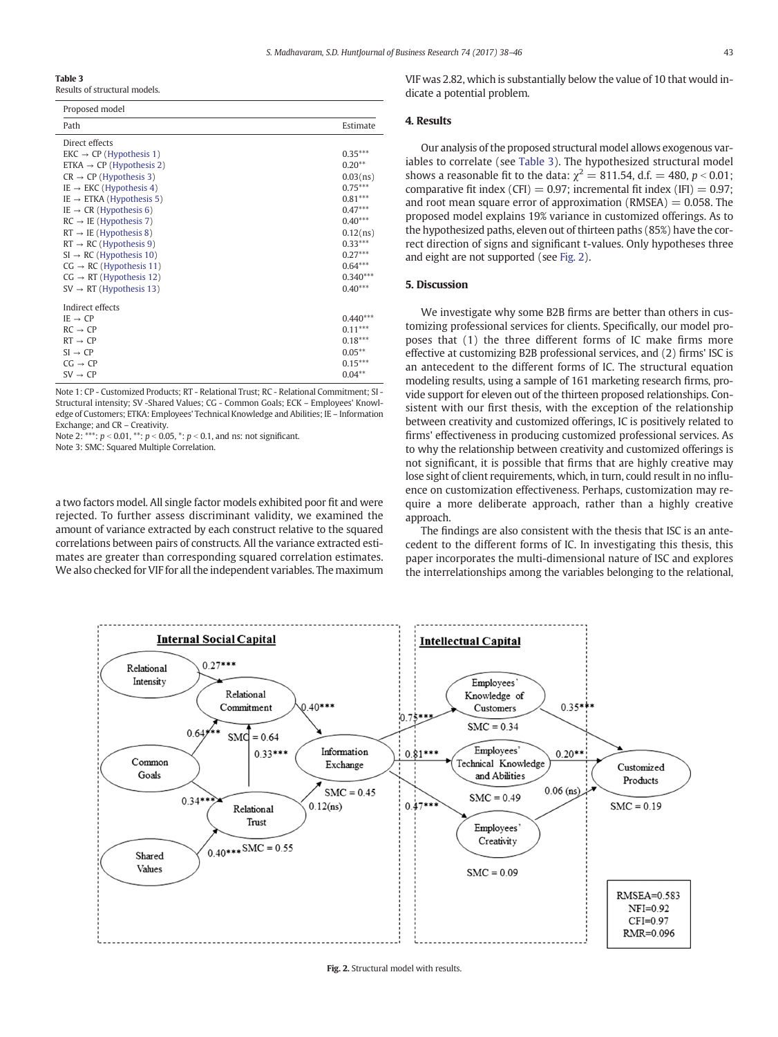**Table 3**
Results of structural models.

| Proposed model | |
|---|---|
| Path | Estimate |
| *Direct effects* | |
| EKC → CP (Hypothesis 1) | 0.35*** |
| ETKA → CP (Hypothesis 2) | 0.20** |
| CR → CP (Hypothesis 3) | 0.03(ns) |
| IE → EKC (Hypothesis 4) | 0.75*** |
| IE → ETKA (Hypothesis 5) | 0.81*** |
| IE → CR (Hypothesis 6) | 0.47*** |
| RC → IE (Hypothesis 7) | 0.40*** |
| RT → IE (Hypothesis 8) | 0.12(ns) |
| RT → RC (Hypothesis 9) | 0.33*** |
| SI → RC (Hypothesis 10) | 0.27*** |
| CG → RC (Hypothesis 11) | 0.64*** |
| CG → RT (Hypothesis 12) | 0.340*** |
| SV → RT (Hypothesis 13) | 0.40*** |
| *Indirect effects* | |
| IE → CP | 0.440*** |
| RC → CP | 0.11*** |
| RT → CP | 0.18*** |
| SI → CP | 0.05** |
| CG → CP | 0.15*** |
| SV → CP | 0.04** |

Note 1: CP - Customized Products; RT - Relational Trust; RC - Relational Commitment; SI - Structural intensity; SV -Shared Values; CG - Common Goals; ECK – Employees' Knowledge of Customers; ETKA: Employees' Technical Knowledge and Abilities; IE – Information Exchange; and CR – Creativity.
Note 2: ***: $p < 0.01$, **: $p < 0.05$, *: $p < 0.1$, and ns: not significant.
Note 3: SMC: Squared Multiple Correlation.

a two factors model. All single factor models exhibited poor fit and were rejected. To further assess discriminant validity, we examined the amount of variance extracted by each construct relative to the squared correlations between pairs of constructs. All the variance extracted estimates are greater than corresponding squared correlation estimates. We also checked for VIF for all the independent variables. The maximum VIF was 2.82, which is substantially below the value of 10 that would indicate a potential problem.

## 4. Results

Our analysis of the proposed structural model allows exogenous variables to correlate (see Table 3). The hypothesized structural model shows a reasonable fit to the data: $\chi^2 = 811.54$, d.f. $= 480$, $p < 0.01$; comparative fit index (CFI) $= 0.97$; incremental fit index (IFI) $= 0.97$; and root mean square error of approximation (RMSEA) $= 0.058$. The proposed model explains 19% variance in customized offerings. As to the hypothesized paths, eleven out of thirteen paths (85%) have the correct direction of signs and significant t-values. Only hypotheses three and eight are not supported (see Fig. 2).

## 5. Discussion

We investigate why some B2B firms are better than others in customizing professional services for clients. Specifically, our model proposes that (1) the three different forms of IC make firms more effective at customizing B2B professional services, and (2) firms' ISC is an antecedent to the different forms of IC. The structural equation modeling results, using a sample of 161 marketing research firms, provide support for eleven out of the thirteen proposed relationships. Consistent with our first thesis, with the exception of the relationship between creativity and customized offerings, IC is positively related to firms' effectiveness in producing customized professional services. As to why the relationship between creativity and customized offerings is not significant, it is possible that firms that are highly creative may lose sight of client requirements, which, in turn, could result in no influence on customization effectiveness. Perhaps, customization may require a more deliberate approach, rather than a highly creative approach.

The findings are also consistent with the thesis that ISC is an antecedent to the different forms of IC. In investigating this thesis, this paper incorporates the multi-dimensional nature of ISC and explores the interrelationships among the variables belonging to the relational,

Internal Social Capital | Intellectual Capital

Relational Intensity → Relational Commitment: 0.27***
Common Goals → Relational Commitment: 0.64***
Common Goals → Relational Trust: 0.34***
Shared Values → Relational Trust: 0.40***
Relational Trust → Relational Commitment: 0.33***
Relational Commitment: SMC = 0.64
Relational Trust: SMC = 0.55
Relational Commitment → Information Exchange: 0.40***
Relational Trust → Information Exchange: 0.12(ns)
Information Exchange: SMC = 0.45
Information Exchange → Employees' Knowledge of Customers: 0.75***
Information Exchange → Employees' Technical Knowledge and Abilities: 0.81***
Information Exchange → Employees' Creativity: 0.47***
Employees' Knowledge of Customers: SMC = 0.34
Employees' Technical Knowledge and Abilities: SMC = 0.49
Employees' Creativity: SMC = 0.09
Employees' Knowledge of Customers → Customized Products: 0.35***
Employees' Technical Knowledge and Abilities → Customized Products: 0.20**
Employees' Creativity → Customized Products: 0.06 (ns)
Customized Products: SMC = 0.19

RMSEA=0.583
NFI=0.92
CFI=0.97
RMR=0.096

**Fig. 2.** Structural model with results.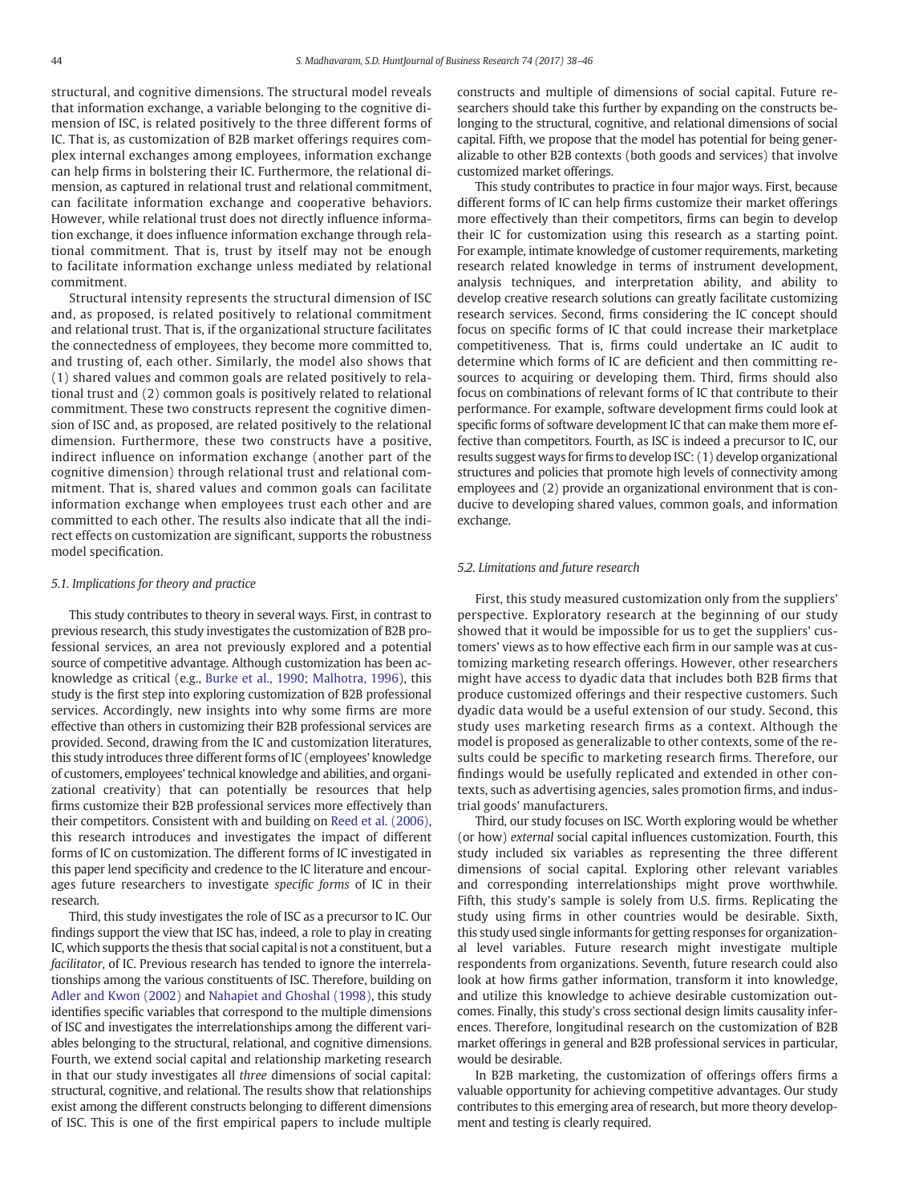structural, and cognitive dimensions. The structural model reveals that information exchange, a variable belonging to the cognitive dimension of ISC, is related positively to the three different forms of IC. That is, as customization of B2B market offerings requires complex internal exchanges among employees, information exchange can help firms in bolstering their IC. Furthermore, the relational dimension, as captured in relational trust and relational commitment, can facilitate information exchange and cooperative behaviors. However, while relational trust does not directly influence information exchange, it does influence information exchange through relational commitment. That is, trust by itself may not be enough to facilitate information exchange unless mediated by relational commitment.

Structural intensity represents the structural dimension of ISC and, as proposed, is related positively to relational commitment and relational trust. That is, if the organizational structure facilitates the connectedness of employees, they become more committed to, and trusting of, each other. Similarly, the model also shows that (1) shared values and common goals are related positively to relational trust and (2) common goals is positively related to relational commitment. These two constructs represent the cognitive dimension of ISC and, as proposed, are related positively to the relational dimension. Furthermore, these two constructs have a positive, indirect influence on information exchange (another part of the cognitive dimension) through relational trust and relational commitment. That is, shared values and common goals can facilitate information exchange when employees trust each other and are committed to each other. The results also indicate that all the indirect effects on customization are significant, supports the robustness model specification.

### 5.1. Implications for theory and practice

This study contributes to theory in several ways. First, in contrast to previous research, this study investigates the customization of B2B professional services, an area not previously explored and a potential source of competitive advantage. Although customization has been acknowledge as critical (e.g., Burke et al., 1990; Malhotra, 1996), this study is the first step into exploring customization of B2B professional services. Accordingly, new insights into why some firms are more effective than others in customizing their B2B professional services are provided. Second, drawing from the IC and customization literatures, this study introduces three different forms of IC (employees' knowledge of customers, employees' technical knowledge and abilities, and organizational creativity) that can potentially be resources that help firms customize their B2B professional services more effectively than their competitors. Consistent with and building on Reed et al. (2006), this research introduces and investigates the impact of different forms of IC on customization. The different forms of IC investigated in this paper lend specificity and credence to the IC literature and encourages future researchers to investigate *specific forms* of IC in their research.

Third, this study investigates the role of ISC as a precursor to IC. Our findings support the view that ISC has, indeed, a role to play in creating IC, which supports the thesis that social capital is not a constituent, but a *facilitator*, of IC. Previous research has tended to ignore the interrelationships among the various constituents of ISC. Therefore, building on Adler and Kwon (2002) and Nahapiet and Ghoshal (1998), this study identifies specific variables that correspond to the multiple dimensions of ISC and investigates the interrelationships among the different variables belonging to the structural, relational, and cognitive dimensions. Fourth, we extend social capital and relationship marketing research in that our study investigates all *three* dimensions of social capital: structural, cognitive, and relational. The results show that relationships exist among the different constructs belonging to different dimensions of ISC. This is one of the first empirical papers to include multiple constructs and multiple of dimensions of social capital. Future researchers should take this further by expanding on the constructs belonging to the structural, cognitive, and relational dimensions of social capital. Fifth, we propose that the model has potential for being generalizable to other B2B contexts (both goods and services) that involve customized market offerings.

This study contributes to practice in four major ways. First, because different forms of IC can help firms customize their market offerings more effectively than their competitors, firms can begin to develop their IC for customization using this research as a starting point. For example, intimate knowledge of customer requirements, marketing research related knowledge in terms of instrument development, analysis techniques, and interpretation ability, and ability to develop creative research solutions can greatly facilitate customizing research services. Second, firms considering the IC concept should focus on specific forms of IC that could increase their marketplace competitiveness. That is, firms could undertake an IC audit to determine which forms of IC are deficient and then committing resources to acquiring or developing them. Third, firms should also focus on combinations of relevant forms of IC that contribute to their performance. For example, software development firms could look at specific forms of software development IC that can make them more effective than competitors. Fourth, as ISC is indeed a precursor to IC, our results suggest ways for firms to develop ISC: (1) develop organizational structures and policies that promote high levels of connectivity among employees and (2) provide an organizational environment that is conducive to developing shared values, common goals, and information exchange.

### 5.2. Limitations and future research

First, this study measured customization only from the suppliers' perspective. Exploratory research at the beginning of our study showed that it would be impossible for us to get the suppliers' customers' views as to how effective each firm in our sample was at customizing marketing research offerings. However, other researchers might have access to dyadic data that includes both B2B firms that produce customized offerings and their respective customers. Such dyadic data would be a useful extension of our study. Second, this study uses marketing research firms as a context. Although the model is proposed as generalizable to other contexts, some of the results could be specific to marketing research firms. Therefore, our findings would be usefully replicated and extended in other contexts, such as advertising agencies, sales promotion firms, and industrial goods' manufacturers.

Third, our study focuses on ISC. Worth exploring would be whether (or how) *external* social capital influences customization. Fourth, this study included six variables as representing the three different dimensions of social capital. Exploring other relevant variables and corresponding interrelationships might prove worthwhile. Fifth, this study's sample is solely from U.S. firms. Replicating the study using firms in other countries would be desirable. Sixth, this study used single informants for getting responses for organizational level variables. Future research might investigate multiple respondents from organizations. Seventh, future research could also look at how firms gather information, transform it into knowledge, and utilize this knowledge to achieve desirable customization outcomes. Finally, this study's cross sectional design limits causality inferences. Therefore, longitudinal research on the customization of B2B market offerings in general and B2B professional services in particular, would be desirable.

In B2B marketing, the customization of offerings offers firms a valuable opportunity for achieving competitive advantages. Our study contributes to this emerging area of research, but more theory development and testing is clearly required.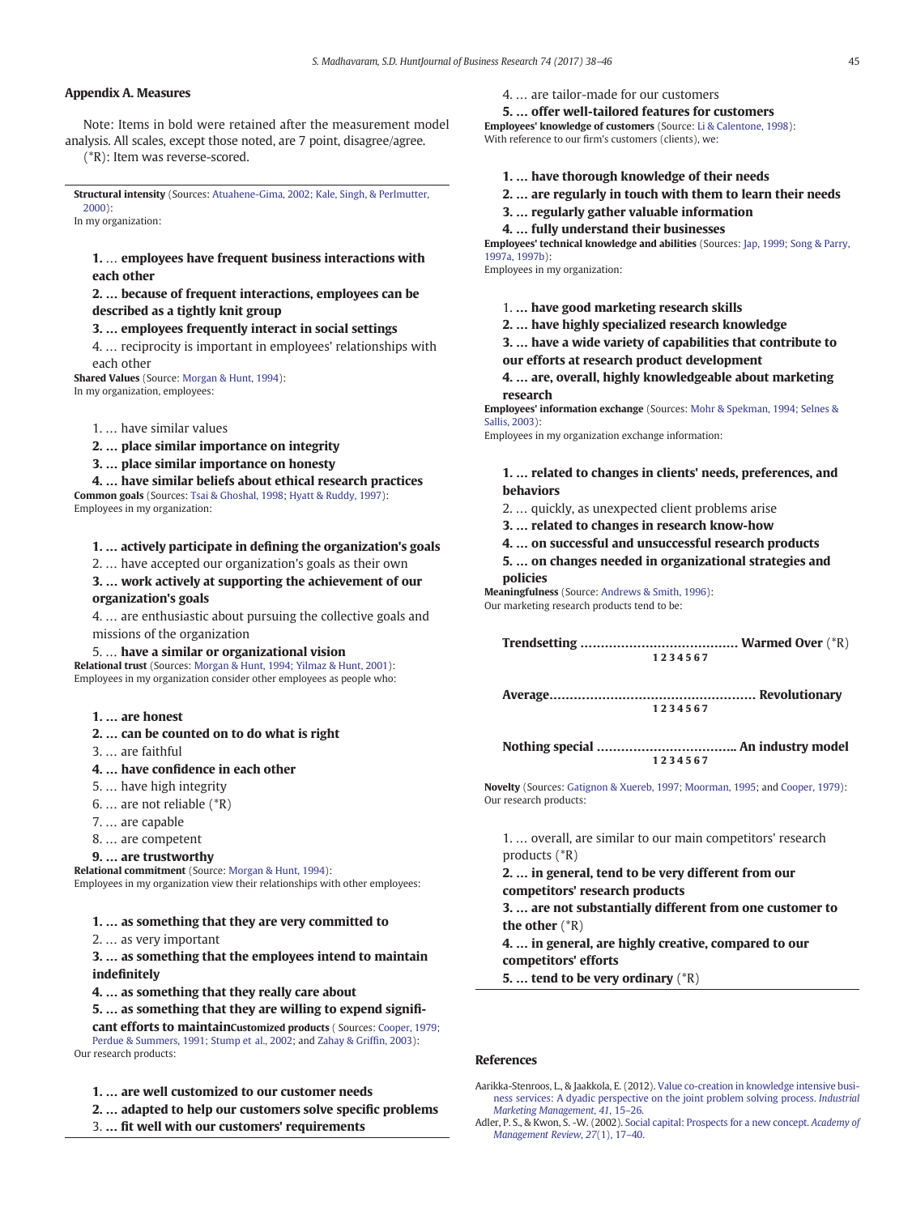## Appendix A. Measures

Note: Items in bold were retained after the measurement model analysis. All scales, except those noted, are 7 point, disagree/agree. (*R): Item was reverse-scored.

**Structural intensity** (Sources: Atuahene-Gima, 2002; Kale, Singh, & Perlmutter, 2000):
In my organization:

1. **… employees have frequent business interactions with each other**
2. **… because of frequent interactions, employees can be described as a tightly knit group**
3. **… employees frequently interact in social settings**
4. … reciprocity is important in employees' relationships with each other

**Shared Values** (Source: Morgan & Hunt, 1994):
In my organization, employees:

1. … have similar values
2. **… place similar importance on integrity**
3. **… place similar importance on honesty**
4. **… have similar beliefs about ethical research practices**

**Common goals** (Sources: Tsai & Ghoshal, 1998; Hyatt & Ruddy, 1997):
Employees in my organization:

1. **… actively participate in defining the organization's goals**
2. … have accepted our organization's goals as their own
3. **… work actively at supporting the achievement of our organization's goals**
4. … are enthusiastic about pursuing the collective goals and missions of the organization
5. … **have a similar or organizational vision**

**Relational trust** (Sources: Morgan & Hunt, 1994; Yilmaz & Hunt, 2001):
Employees in my organization consider other employees as people who:

1. **… are honest**
2. **… can be counted on to do what is right**
3. … are faithful
4. **… have confidence in each other**
5. … have high integrity
6. … are not reliable (*R)
7. … are capable
8. … are competent
9. **… are trustworthy**

**Relational commitment** (Source: Morgan & Hunt, 1994):
Employees in my organization view their relationships with other employees:

1. **… as something that they are very committed to**
2. … as very important
3. **… as something that the employees intend to maintain indefinitely**
4. **… as something that they really care about**
5. **… as something that they are willing to expend significant efforts to maintain**

**Customized products** ( Sources: Cooper, 1979; Perdue & Summers, 1991; Stump et al., 2002; and Zahay & Griffin, 2003):
Our research products:

1. **… are well customized to our customer needs**
2. **… adapted to help our customers solve specific problems**
3. **… fit well with our customers' requirements**
4. … are tailor-made for our customers
5. **… offer well-tailored features for customers**

**Employees' knowledge of customers** (Source: Li & Calentone, 1998):
With reference to our firm's customers (clients), we:

1. **… have thorough knowledge of their needs**
2. **… are regularly in touch with them to learn their needs**
3. **… regularly gather valuable information**
4. **… fully understand their businesses**

**Employees' technical knowledge and abilities** (Sources: Jap, 1999; Song & Parry, 1997a, 1997b):
Employees in my organization:

1. **… have good marketing research skills**
2. **… have highly specialized research knowledge**
3. **… have a wide variety of capabilities that contribute to our efforts at research product development**
4. **… are, overall, highly knowledgeable about marketing research**

**Employees' information exchange** (Sources: Mohr & Spekman, 1994; Selnes & Sallis, 2003):
Employees in my organization exchange information:

1. **… related to changes in clients' needs, preferences, and behaviors**
2. … quickly, as unexpected client problems arise
3. **… related to changes in research know-how**
4. **… on successful and unsuccessful research products**
5. **… on changes needed in organizational strategies and policies**

**Meaningfulness** (Source: Andrews & Smith, 1996):
Our marketing research products tend to be:

**Trendsetting** ……………………………… **Warmed Over** (*R)
1 2 3 4 5 6 7

**Average**………………………………………… **Revolutionary**
1 2 3 4 5 6 7

**Nothing special** ………………………….. **An industry model**
1 2 3 4 5 6 7

**Novelty** (Sources: Gatignon & Xuereb, 1997; Moorman, 1995; and Cooper, 1979):
Our research products:

1. … overall, are similar to our main competitors' research products (*R)
2. **… in general, tend to be very different from our competitors' research products**
3. **… are not substantially different from one customer to the other** (*R)
4. **… in general, are highly creative, compared to our competitors' efforts**
5. **… tend to be very ordinary** (*R)

## References

Aarikka-Stenroos, L., & Jaakkola, E. (2012). Value co-creation in knowledge intensive business services: A dyadic perspective on the joint problem solving process. *Industrial Marketing Management*, *41*, 15–26.

Adler, P. S., & Kwon, S. -W. (2002). Social capital: Prospects for a new concept. *Academy of Management Review*, *27*(1), 17–40.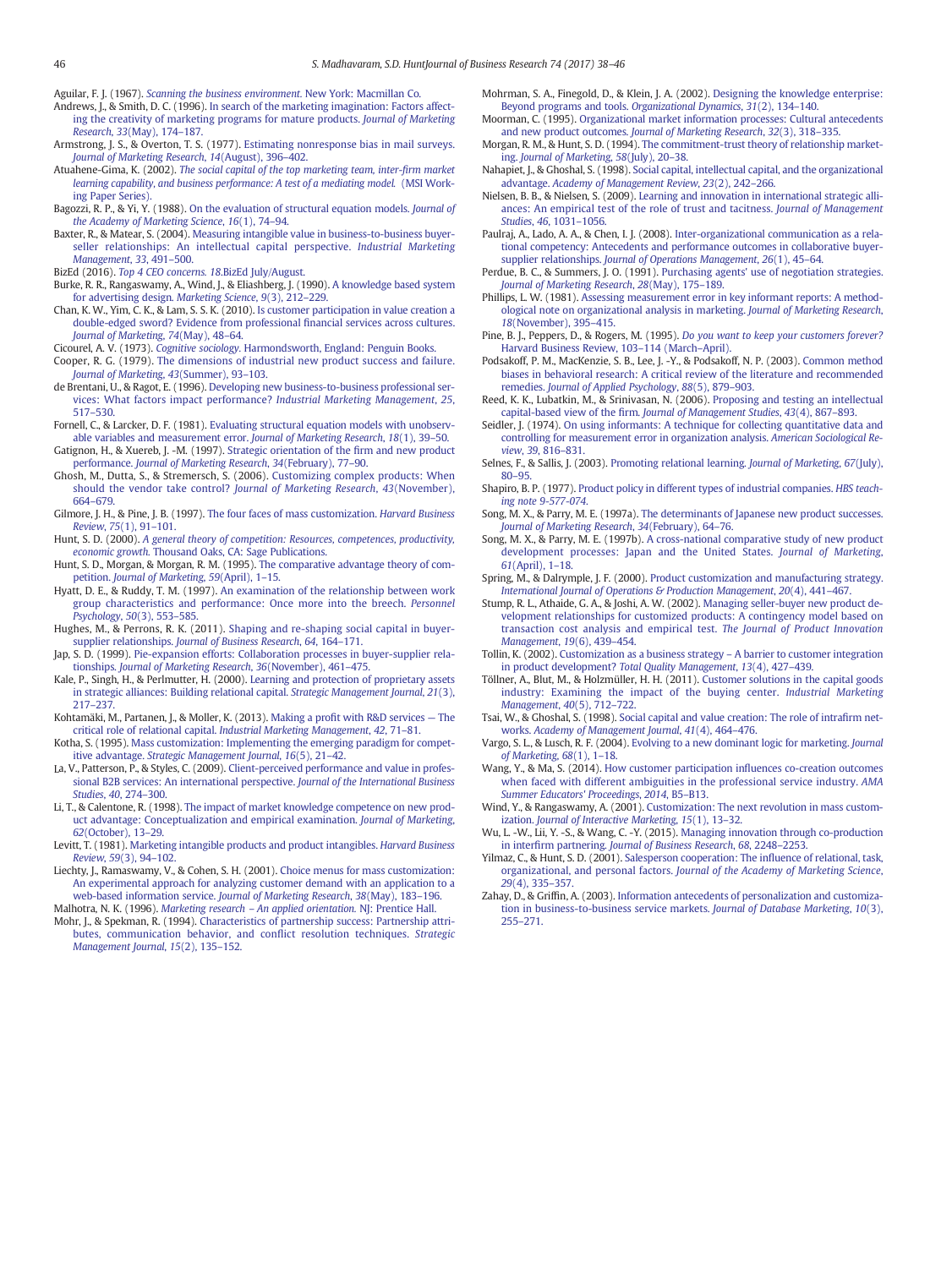Aguilar, F. J. (1967). *Scanning the business environment*. New York: Macmillan Co.

Andrews, J., & Smith, D. C. (1996). In search of the marketing imagination: Factors affecting the creativity of marketing programs for mature products. *Journal of Marketing Research*, *33*(May), 174–187.

Armstrong, J. S., & Overton, T. S. (1977). Estimating nonresponse bias in mail surveys. *Journal of Marketing Research*, *14*(August), 396–402.

Atuahene-Gima, K. (2002). *The social capital of the top marketing team, inter-firm market learning capability, and business performance: A test of a mediating model*. (MSI Working Paper Series).

Bagozzi, R. P., & Yi, Y. (1988). On the evaluation of structural equation models. *Journal of the Academy of Marketing Science*, *16*(1), 74–94.

Baxter, R., & Matear, S. (2004). Measuring intangible value in business-to-business buyer-seller relationships: An intellectual capital perspective. *Industrial Marketing Management*, *33*, 491–500.

BizEd (2016). *Top 4 CEO concerns*. *18*.BizEd July/August.

Burke, R. R., Rangaswamy, A., Wind, J., & Eliashberg, J. (1990). A knowledge based system for advertising design. *Marketing Science*, *9*(3), 212–229.

Chan, K. W., Yim, C. K., & Lam, S. S. K. (2010). Is customer participation in value creation a double-edged sword? Evidence from professional financial services across cultures. *Journal of Marketing*, *74*(May), 48–64.

Cicourel, A. V. (1973). *Cognitive sociology*. Harmondsworth, England: Penguin Books.

Cooper, R. G. (1979). The dimensions of industrial new product success and failure. *Journal of Marketing*, *43*(Summer), 93–103.

de Brentani, U., & Ragot, E. (1996). Developing new business-to-business professional services: What factors impact performance? *Industrial Marketing Management*, *25*, 517–530.

Fornell, C., & Larcker, D. F. (1981). Evaluating structural equation models with unobservable variables and measurement error. *Journal of Marketing Research*, *18*(1), 39–50.

Gatignon, H., & Xuereb, J. -M. (1997). Strategic orientation of the firm and new product performance. *Journal of Marketing Research*, *34*(February), 77–90.

Ghosh, M., Dutta, S., & Stremersch, S. (2006). Customizing complex products: When should the vendor take control? *Journal of Marketing Research*, *43*(November), 664–679.

Gilmore, J. H., & Pine, J. B. (1997). The four faces of mass customization. *Harvard Business Review*, *75*(1), 91–101.

Hunt, S. D. (2000). *A general theory of competition: Resources, competences, productivity, economic growth*. Thousand Oaks, CA: Sage Publications.

Hunt, S. D., Morgan, & Morgan, R. M. (1995). The comparative advantage theory of competition. *Journal of Marketing*, *59*(April), 1–15.

Hyatt, D. E., & Ruddy, T. M. (1997). An examination of the relationship between work group characteristics and performance: Once more into the breech. *Personnel Psychology*, *50*(3), 553–585.

Hughes, M., & Perrons, R. K. (2011). Shaping and re-shaping social capital in buyer-supplier relationships. *Journal of Business Research*, *64*, 164–171.

Jap, S. D. (1999). Pie-expansion efforts: Collaboration processes in buyer-supplier relationships. *Journal of Marketing Research*, *36*(November), 461–475.

Kale, P., Singh, H., & Perlmutter, H. (2000). Learning and protection of proprietary assets in strategic alliances: Building relational capital. *Strategic Management Journal*, *21*(3), 217–237.

Kohtamäki, M., Partanen, J., & Moller, K. (2013). Making a profit with R&D services — The critical role of relational capital. *Industrial Marketing Management*, *42*, 71–81.

Kotha, S. (1995). Mass customization: Implementing the emerging paradigm for competitive advantage. *Strategic Management Journal*, *16*(5), 21–42.

La, V., Patterson, P., & Styles, C. (2009). Client-perceived performance and value in professional B2B services: An international perspective. *Journal of the International Business Studies*, *40*, 274–300.

Li, T., & Calentone, R. (1998). The impact of market knowledge competence on new product advantage: Conceptualization and empirical examination. *Journal of Marketing*, *62*(October), 13–29.

Levitt, T. (1981). Marketing intangible products and product intangibles. *Harvard Business Review*, *59*(3), 94–102.

Liechty, J., Ramaswamy, V., & Cohen, S. H. (2001). Choice menus for mass customization: An experimental approach for analyzing customer demand with an application to a web-based information service. *Journal of Marketing Research*, *38*(May), 183–196.

Malhotra, N. K. (1996). *Marketing research – An applied orientation*. NJ: Prentice Hall.

Mohr, J., & Spekman, R. (1994). Characteristics of partnership success: Partnership attributes, communication behavior, and conflict resolution techniques. *Strategic Management Journal*, *15*(2), 135–152.

Mohrman, S. A., Finegold, D., & Klein, J. A. (2002). Designing the knowledge enterprise: Beyond programs and tools. *Organizational Dynamics*, *31*(2), 134–140.

Moorman, C. (1995). Organizational market information processes: Cultural antecedents and new product outcomes. *Journal of Marketing Research*, *32*(3), 318–335.

Morgan, R. M., & Hunt, S. D. (1994). The commitment-trust theory of relationship marketing. *Journal of Marketing*, *58*(July), 20–38.

Nahapiet, J., & Ghoshal, S. (1998). Social capital, intellectual capital, and the organizational advantage. *Academy of Management Review*, *23*(2), 242–266.

Nielsen, B. B., & Nielsen, S. (2009). Learning and innovation in international strategic alliances: An empirical test of the role of trust and tacitness. *Journal of Management Studies*, *46*, 1031–1056.

Paulraj, A., Lado, A. A., & Chen, I. J. (2008). Inter-organizational communication as a relational competency: Antecedents and performance outcomes in collaborative buyer-supplier relationships. *Journal of Operations Management*, *26*(1), 45–64.

Perdue, B. C., & Summers, J. O. (1991). Purchasing agents' use of negotiation strategies. *Journal of Marketing Research*, *28*(May), 175–189.

Phillips, L. W. (1981). Assessing measurement error in key informant reports: A methodological note on organizational analysis in marketing. *Journal of Marketing Research*, *18*(November), 395–415.

Pine, B. J., Peppers, D., & Rogers, M. (1995). *Do you want to keep your customers forever?* Harvard Business Review, 103–114 (March–April).

Podsakoff, P. M., MacKenzie, S. B., Lee, J. -Y., & Podsakoff, N. P. (2003). Common method biases in behavioral research: A critical review of the literature and recommended remedies. *Journal of Applied Psychology*, *88*(5), 879–903.

Reed, K. K., Lubatkin, M., & Srinivasan, N. (2006). Proposing and testing an intellectual capital-based view of the firm. *Journal of Management Studies*, *43*(4), 867–893.

Seidler, J. (1974). On using informants: A technique for collecting quantitative data and controlling for measurement error in organization analysis. *American Sociological Review*, *39*, 816–831.

Selnes, F., & Sallis, J. (2003). Promoting relational learning. *Journal of Marketing*, *67*(July), 80–95.

Shapiro, B. P. (1977). Product policy in different types of industrial companies. *HBS teaching note 9-577-074*.

Song, M. X., & Parry, M. E. (1997a). The determinants of Japanese new product successes. *Journal of Marketing Research*, *34*(February), 64–76.

Song, M. X., & Parry, M. E. (1997b). A cross-national comparative study of new product development processes: Japan and the United States. *Journal of Marketing*, *61*(April), 1–18.

Spring, M., & Dalrymple, J. F. (2000). Product customization and manufacturing strategy. *International Journal of Operations & Production Management*, *20*(4), 441–467.

Stump, R. L., Athaide, G. A., & Joshi, A. W. (2002). Managing seller-buyer new product development relationships for customized products: A contingency model based on transaction cost analysis and empirical test. *The Journal of Product Innovation Management*, *19*(6), 439–454.

Tollin, K. (2002). Customization as a business strategy – A barrier to customer integration in product development? *Total Quality Management*, *13*(4), 427–439.

Töllner, A., Blut, M., & Holzmüller, H. H. (2011). Customer solutions in the capital goods industry: Examining the impact of the buying center. *Industrial Marketing Management*, *40*(5), 712–722.

Tsai, W., & Ghoshal, S. (1998). Social capital and value creation: The role of intrafirm networks. *Academy of Management Journal*, *41*(4), 464–476.

Vargo, S. L., & Lusch, R. F. (2004). Evolving to a new dominant logic for marketing. *Journal of Marketing*, *68*(1), 1–18.

Wang, Y., & Ma, S. (2014). How customer participation influences co-creation outcomes when faced with different ambiguities in the professional service industry. *AMA Summer Educators' Proceedings*, *2014*, B5–B13.

Wind, Y., & Rangaswamy, A. (2001). Customization: The next revolution in mass customization. *Journal of Interactive Marketing*, *15*(1), 13–32.

Wu, L. -W., Lii, Y. -S., & Wang, C. -Y. (2015). Managing innovation through co-production in interfirm partnering. *Journal of Business Research*, *68*, 2248–2253.

Yilmaz, C., & Hunt, S. D. (2001). Salesperson cooperation: The influence of relational, task, organizational, and personal factors. *Journal of the Academy of Marketing Science*, *29*(4), 335–357.

Zahay, D., & Griffin, A. (2003). Information antecedents of personalization and customization in business-to-business service markets. *Journal of Database Marketing*, *10*(3), 255–271.